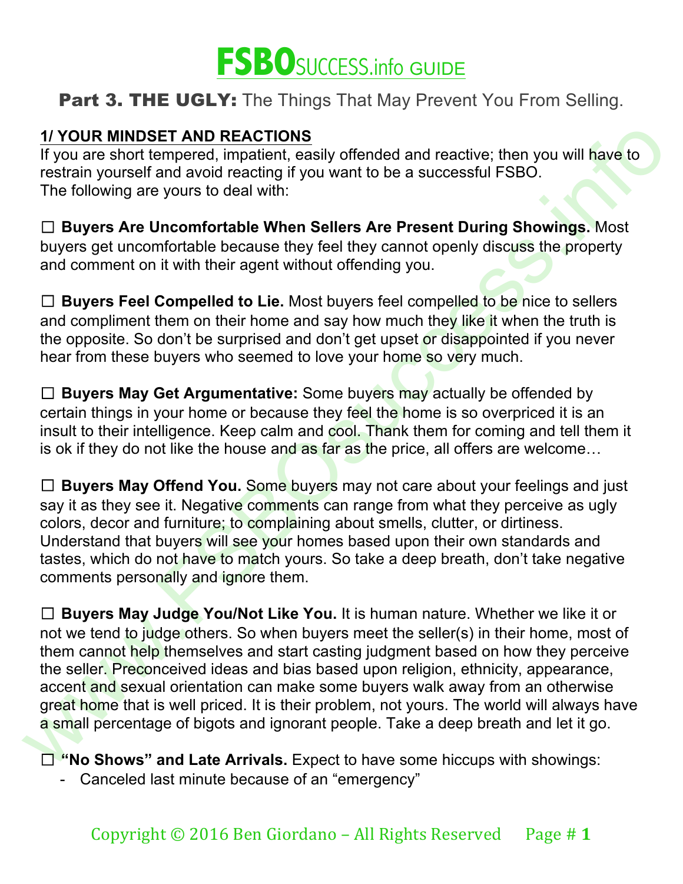# FSBOSUCCESS.info GUIDE

## Part 3. THE UGLY: The Things That May Prevent You From Selling.

**1/ YOUR MINDSET AND REACTIONS**

If you are short tempered, impatient, easily offended and reactive; then you will have to restrain yourself and avoid reacting if you want to be a successful FSBO.
The following are yours to deal with:

☐ **Buyers Are Uncomfortable When Sellers Are Present During Showings.** Most buyers get uncomfortable because they feel they cannot openly discuss the property and comment on it with their agent without offending you.

☐ **Buyers Feel Compelled to Lie.** Most buyers feel compelled to be nice to sellers and compliment them on their home and say how much they like it when the truth is the opposite. So don't be surprised and don't get upset or disappointed if you never hear from these buyers who seemed to love your home so very much.

☐ **Buyers May Get Argumentative:** Some buyers may actually be offended by certain things in your home or because they feel the home is so overpriced it is an insult to their intelligence. Keep calm and cool. Thank them for coming and tell them it is ok if they do not like the house and as far as the price, all offers are welcome…

☐ **Buyers May Offend You.** Some buyers may not care about your feelings and just say it as they see it. Negative comments can range from what they perceive as ugly colors, decor and furniture; to complaining about smells, clutter, or dirtiness. Understand that buyers will see your homes based upon their own standards and tastes, which do not have to match yours. So take a deep breath, don't take negative comments personally and ignore them.

☐ **Buyers May Judge You/Not Like You.** It is human nature. Whether we like it or not we tend to judge others. So when buyers meet the seller(s) in their home, most of them cannot help themselves and start casting judgment based on how they perceive the seller. Preconceived ideas and bias based upon religion, ethnicity, appearance, accent and sexual orientation can make some buyers walk away from an otherwise great home that is well priced. It is their problem, not yours. The world will always have a small percentage of bigots and ignorant people. Take a deep breath and let it go.

☐ **"No Shows" and Late Arrivals.** Expect to have some hiccups with showings:

- Canceled last minute because of an "emergency"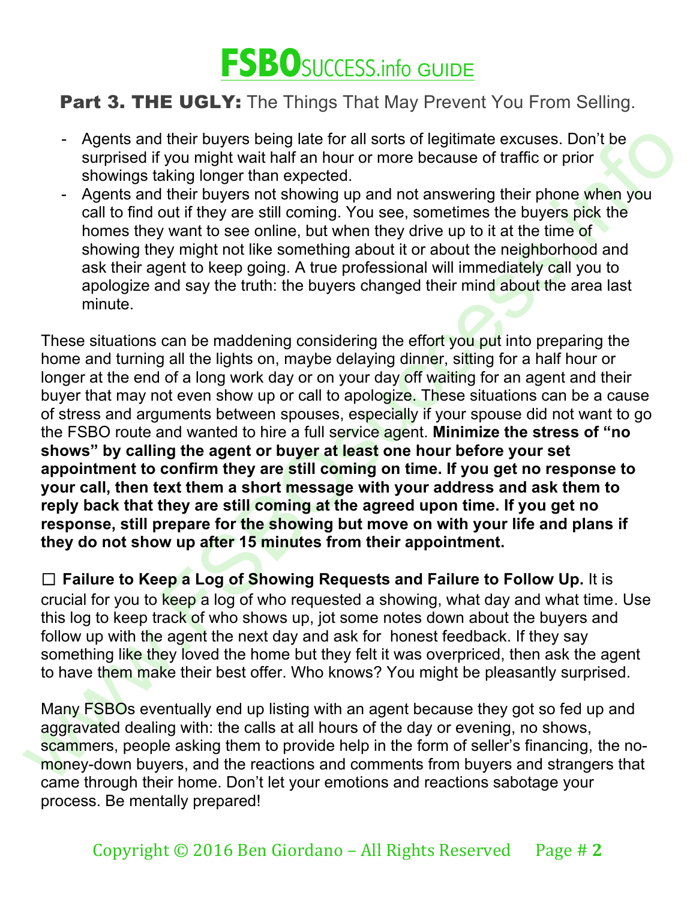# FSBOSUCCESS.info GUIDE

## Part 3. THE UGLY: The Things That May Prevent You From Selling.

- Agents and their buyers being late for all sorts of legitimate excuses. Don't be surprised if you might wait half an hour or more because of traffic or prior showings taking longer than expected.
- Agents and their buyers not showing up and not answering their phone when you call to find out if they are still coming. You see, sometimes the buyers pick the homes they want to see online, but when they drive up to it at the time of showing they might not like something about it or about the neighborhood and ask their agent to keep going. A true professional will immediately call you to apologize and say the truth: the buyers changed their mind about the area last minute.

These situations can be maddening considering the effort you put into preparing the home and turning all the lights on, maybe delaying dinner, sitting for a half hour or longer at the end of a long work day or on your day off waiting for an agent and their buyer that may not even show up or call to apologize. These situations can be a cause of stress and arguments between spouses, especially if your spouse did not want to go the FSBO route and wanted to hire a full service agent. **Minimize the stress of "no shows" by calling the agent or buyer at least one hour before your set appointment to confirm they are still coming on time. If you get no response to your call, then text them a short message with your address and ask them to reply back that they are still coming at the agreed upon time. If you get no response, still prepare for the showing but move on with your life and plans if they do not show up after 15 minutes from their appointment.**

☐ **Failure to Keep a Log of Showing Requests and Failure to Follow Up.** It is crucial for you to keep a log of who requested a showing, what day and what time. Use this log to keep track of who shows up, jot some notes down about the buyers and follow up with the agent the next day and ask for honest feedback. If they say something like they loved the home but they felt it was overpriced, then ask the agent to have them make their best offer. Who knows? You might be pleasantly surprised.

Many FSBOs eventually end up listing with an agent because they got so fed up and aggravated dealing with: the calls at all hours of the day or evening, no shows, scammers, people asking them to provide help in the form of seller's financing, the no-money-down buyers, and the reactions and comments from buyers and strangers that came through their home. Don't let your emotions and reactions sabotage your process. Be mentally prepared!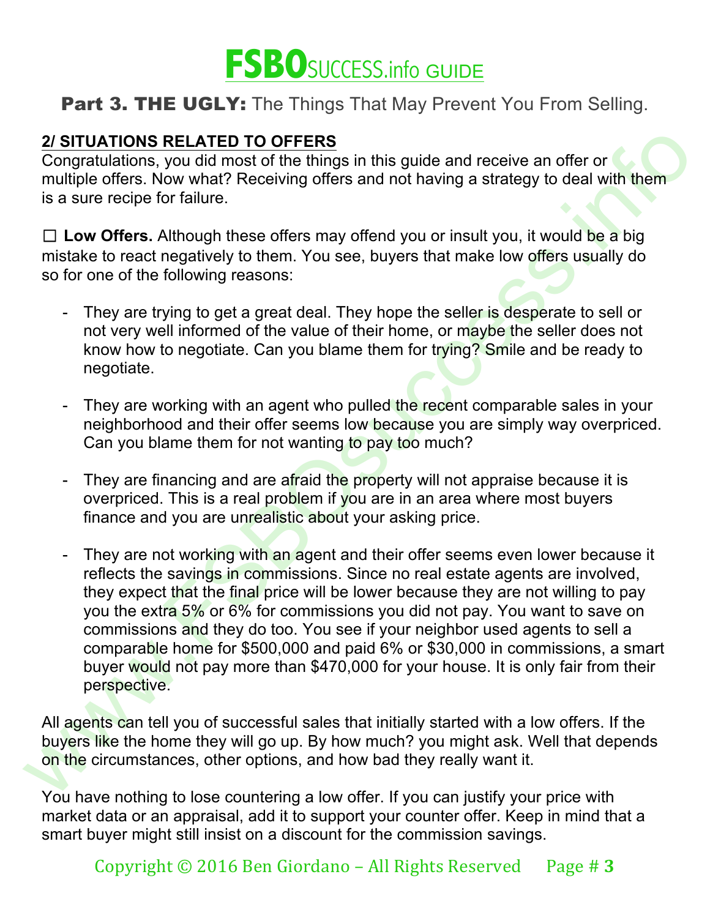# FSBOSUCCESS.info GUIDE

## Part 3. THE UGLY: The Things That May Prevent You From Selling.

**2/ SITUATIONS RELATED TO OFFERS**

Congratulations, you did most of the things in this guide and receive an offer or multiple offers. Now what? Receiving offers and not having a strategy to deal with them is a sure recipe for failure.

☐ **Low Offers.** Although these offers may offend you or insult you, it would be a big mistake to react negatively to them. You see, buyers that make low offers usually do so for one of the following reasons:

- They are trying to get a great deal. They hope the seller is desperate to sell or not very well informed of the value of their home, or maybe the seller does not know how to negotiate. Can you blame them for trying? Smile and be ready to negotiate.

- They are working with an agent who pulled the recent comparable sales in your neighborhood and their offer seems low because you are simply way overpriced. Can you blame them for not wanting to pay too much?

- They are financing and are afraid the property will not appraise because it is overpriced. This is a real problem if you are in an area where most buyers finance and you are unrealistic about your asking price.

- They are not working with an agent and their offer seems even lower because it reflects the savings in commissions. Since no real estate agents are involved, they expect that the final price will be lower because they are not willing to pay you the extra 5% or 6% for commissions you did not pay. You want to save on commissions and they do too. You see if your neighbor used agents to sell a comparable home for $500,000 and paid 6% or $30,000 in commissions, a smart buyer would not pay more than $470,000 for your house. It is only fair from their perspective.

All agents can tell you of successful sales that initially started with a low offers. If the buyers like the home they will go up. By how much? you might ask. Well that depends on the circumstances, other options, and how bad they really want it.

You have nothing to lose countering a low offer. If you can justify your price with market data or an appraisal, add it to support your counter offer. Keep in mind that a smart buyer might still insist on a discount for the commission savings.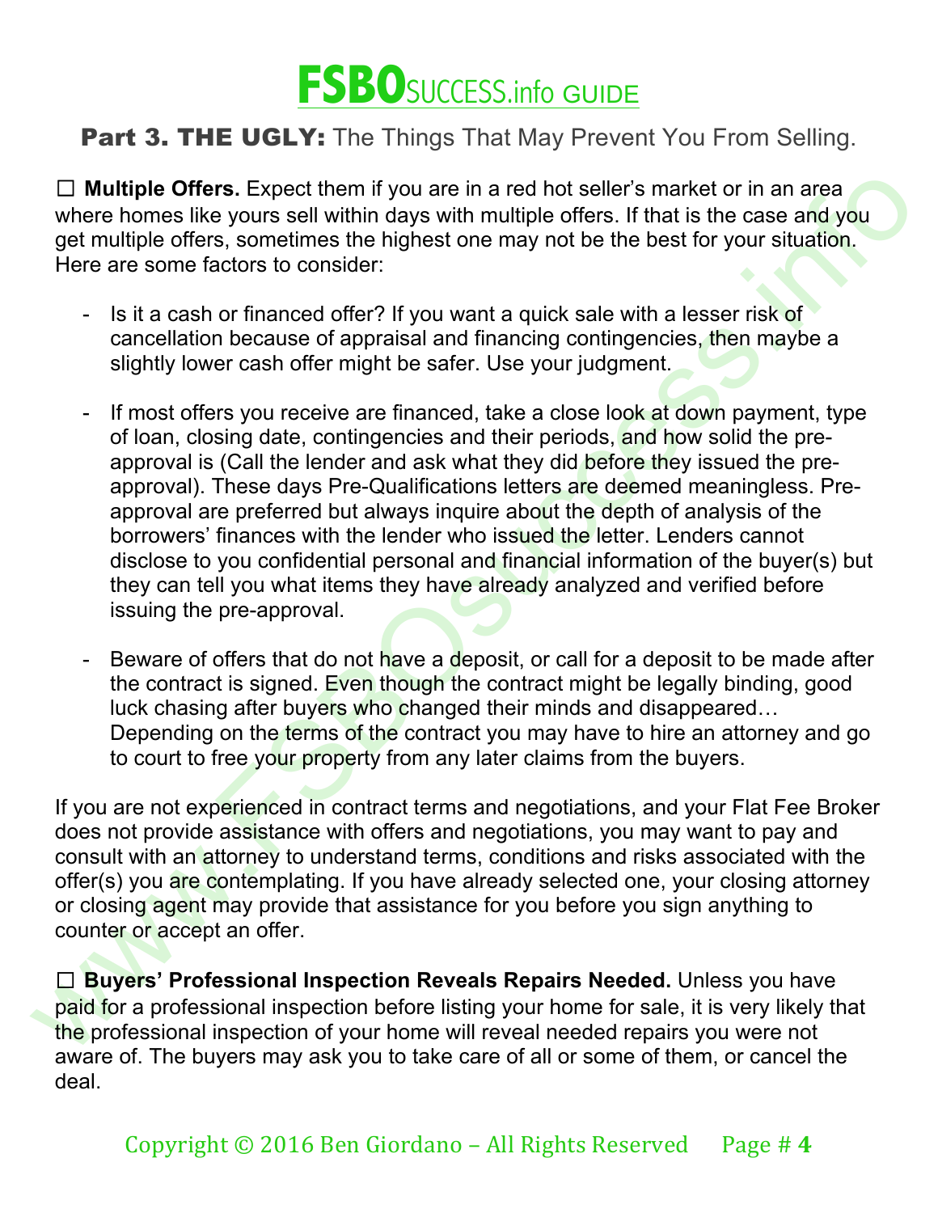# FSBOSUCCESS.info GUIDE

## Part 3. THE UGLY: The Things That May Prevent You From Selling.

☐ **Multiple Offers.** Expect them if you are in a red hot seller's market or in an area where homes like yours sell within days with multiple offers. If that is the case and you get multiple offers, sometimes the highest one may not be the best for your situation. Here are some factors to consider:

- Is it a cash or financed offer? If you want a quick sale with a lesser risk of cancellation because of appraisal and financing contingencies, then maybe a slightly lower cash offer might be safer. Use your judgment.

- If most offers you receive are financed, take a close look at down payment, type of loan, closing date, contingencies and their periods, and how solid the pre-approval is (Call the lender and ask what they did before they issued the pre-approval). These days Pre-Qualifications letters are deemed meaningless. Pre-approval are preferred but always inquire about the depth of analysis of the borrowers' finances with the lender who issued the letter. Lenders cannot disclose to you confidential personal and financial information of the buyer(s) but they can tell you what items they have already analyzed and verified before issuing the pre-approval.

- Beware of offers that do not have a deposit, or call for a deposit to be made after the contract is signed. Even though the contract might be legally binding, good luck chasing after buyers who changed their minds and disappeared… Depending on the terms of the contract you may have to hire an attorney and go to court to free your property from any later claims from the buyers.

If you are not experienced in contract terms and negotiations, and your Flat Fee Broker does not provide assistance with offers and negotiations, you may want to pay and consult with an attorney to understand terms, conditions and risks associated with the offer(s) you are contemplating. If you have already selected one, your closing attorney or closing agent may provide that assistance for you before you sign anything to counter or accept an offer.

☐ **Buyers' Professional Inspection Reveals Repairs Needed.** Unless you have paid for a professional inspection before listing your home for sale, it is very likely that the professional inspection of your home will reveal needed repairs you were not aware of. The buyers may ask you to take care of all or some of them, or cancel the deal.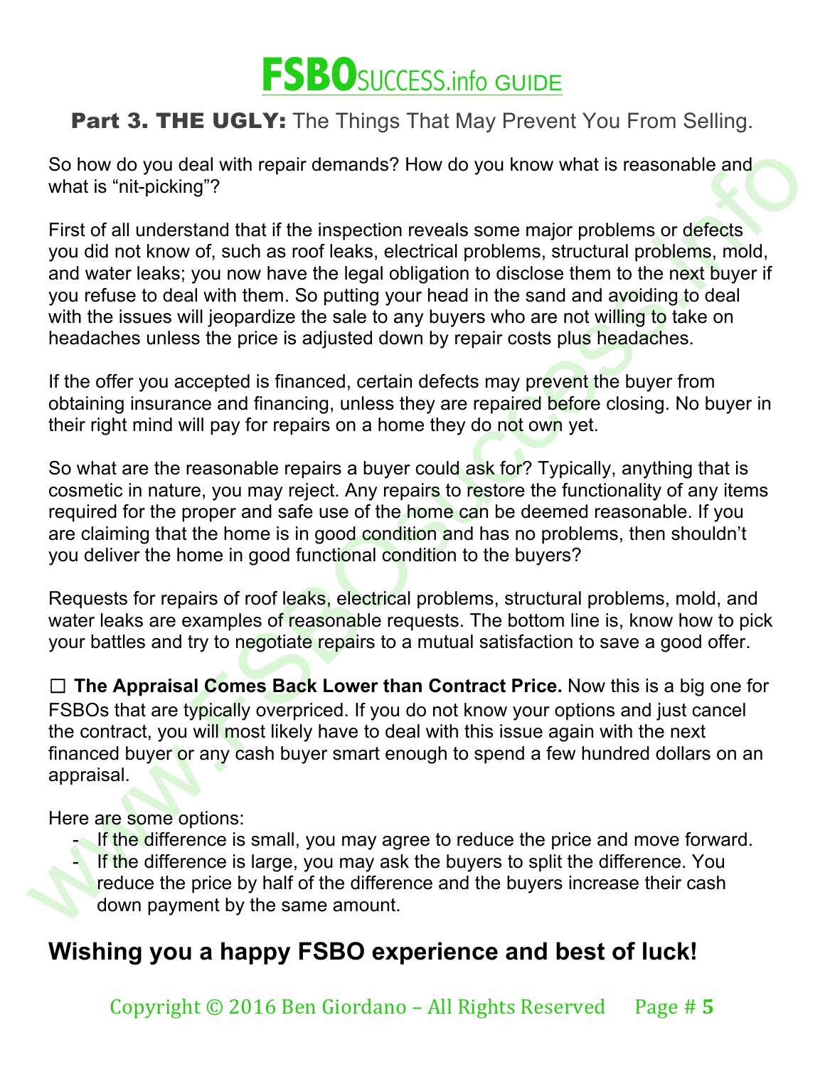## Part 3. THE UGLY: The Things That May Prevent You From Selling.

So how do you deal with repair demands? How do you know what is reasonable and what is "nit-picking"?

First of all understand that if the inspection reveals some major problems or defects you did not know of, such as roof leaks, electrical problems, structural problems, mold, and water leaks; you now have the legal obligation to disclose them to the next buyer if you refuse to deal with them. So putting your head in the sand and avoiding to deal with the issues will jeopardize the sale to any buyers who are not willing to take on headaches unless the price is adjusted down by repair costs plus headaches.

If the offer you accepted is financed, certain defects may prevent the buyer from obtaining insurance and financing, unless they are repaired before closing. No buyer in their right mind will pay for repairs on a home they do not own yet.

So what are the reasonable repairs a buyer could ask for? Typically, anything that is cosmetic in nature, you may reject. Any repairs to restore the functionality of any items required for the proper and safe use of the home can be deemed reasonable. If you are claiming that the home is in good condition and has no problems, then shouldn't you deliver the home in good functional condition to the buyers?

Requests for repairs of roof leaks, electrical problems, structural problems, mold, and water leaks are examples of reasonable requests. The bottom line is, know how to pick your battles and try to negotiate repairs to a mutual satisfaction to save a good offer.

☐ **The Appraisal Comes Back Lower than Contract Price.** Now this is a big one for FSBOs that are typically overpriced. If you do not know your options and just cancel the contract, you will most likely have to deal with this issue again with the next financed buyer or any cash buyer smart enough to spend a few hundred dollars on an appraisal.

Here are some options:

- If the difference is small, you may agree to reduce the price and move forward.
- If the difference is large, you may ask the buyers to split the difference. You reduce the price by half of the difference and the buyers increase their cash down payment by the same amount.

## Wishing you a happy FSBO experience and best of luck!